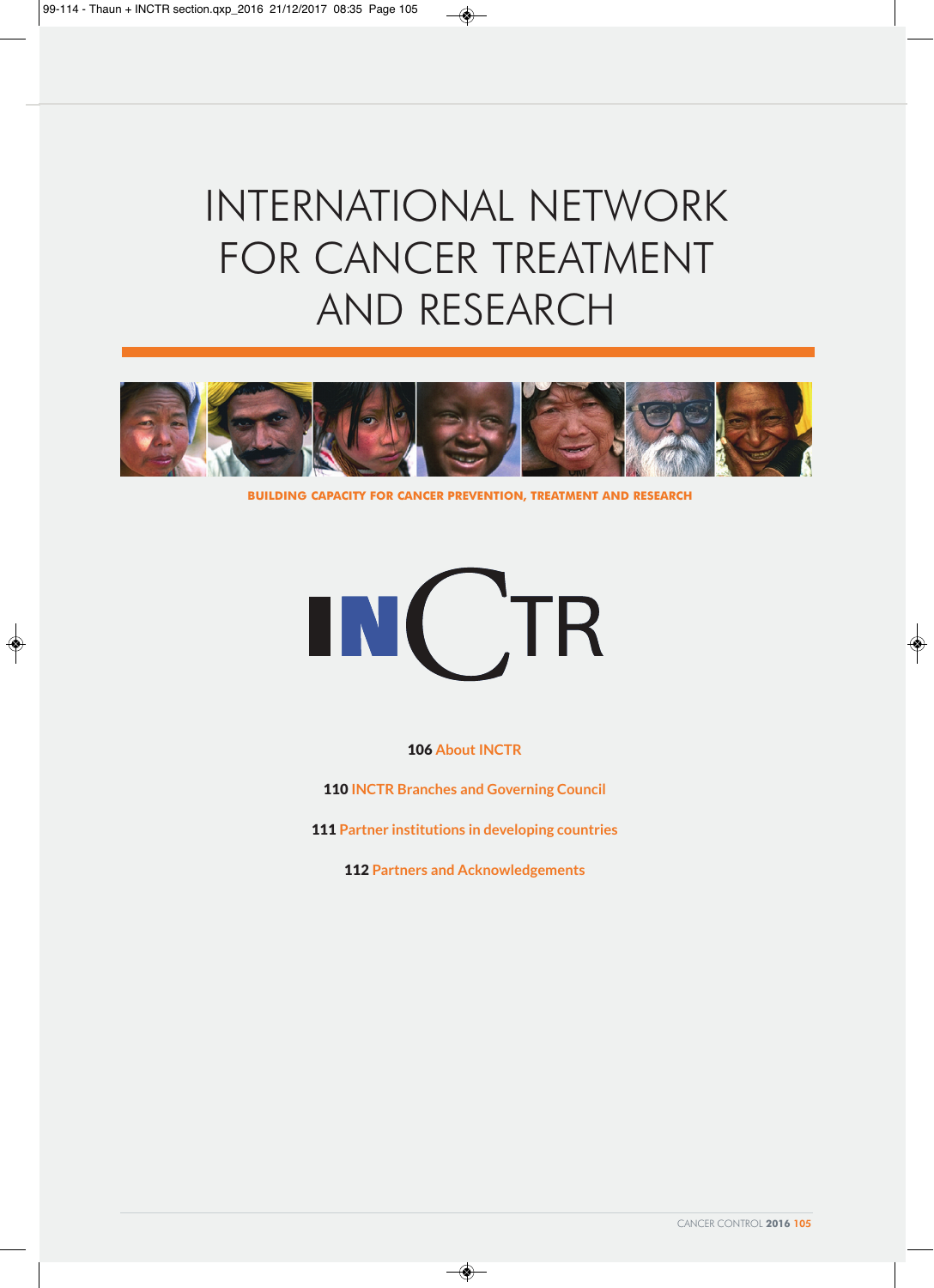# INTERNATIONAL NETWORK FOR CANCER TREATMENT AND RESEARCH

**BUILDING CAPACITY FOR CANCER PREVENTION, TREATMENT AND RESEARCH**

INCTR

**106** About INCTR

**110** INCTR Branches and Governing Council

**111** Partner institutions in developing countries

**112** Partners and Acknowledgements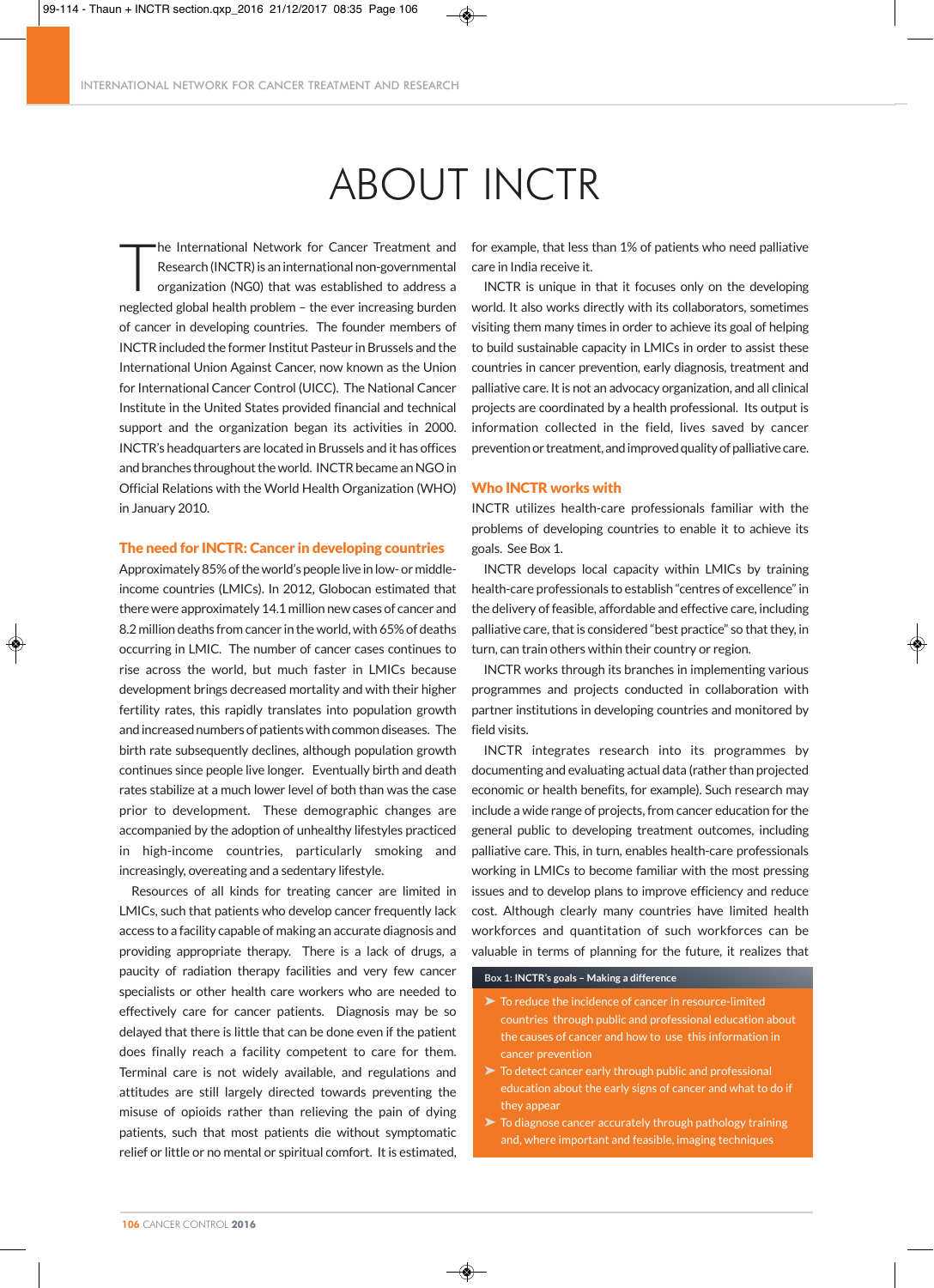# ABOUT INCTR

The International Network for Cancer Treatment and Research (INCTR) is an international non-governmental organization (NG0) that was established to address a neglected global health problem – the ever increasing burden of cancer in developing countries. The founder members of INCTR included the former Institut Pasteur in Brussels and the International Union Against Cancer, now known as the Union for International Cancer Control (UICC). The National Cancer Institute in the United States provided financial and technical support and the organization began its activities in 2000. INCTR's headquarters are located in Brussels and it has offices and branches throughout the world. INCTR became an NGO in Official Relations with the World Health Organization (WHO) in January 2010.

## The need for INCTR: Cancer in developing countries

Approximately 85% of the world's people live in low- or middle-income countries (LMICs). In 2012, Globocan estimated that there were approximately 14.1 million new cases of cancer and 8.2 million deaths from cancer in the world, with 65% of deaths occurring in LMIC. The number of cancer cases continues to rise across the world, but much faster in LMICs because development brings decreased mortality and with their higher fertility rates, this rapidly translates into population growth and increased numbers of patients with common diseases. The birth rate subsequently declines, although population growth continues since people live longer. Eventually birth and death rates stabilize at a much lower level of both than was the case prior to development. These demographic changes are accompanied by the adoption of unhealthy lifestyles practiced in high-income countries, particularly smoking and increasingly, overeating and a sedentary lifestyle.

Resources of all kinds for treating cancer are limited in LMICs, such that patients who develop cancer frequently lack access to a facility capable of making an accurate diagnosis and providing appropriate therapy. There is a lack of drugs, a paucity of radiation therapy facilities and very few cancer specialists or other health care workers who are needed to effectively care for cancer patients. Diagnosis may be so delayed that there is little that can be done even if the patient does finally reach a facility competent to care for them. Terminal care is not widely available, and regulations and attitudes are still largely directed towards preventing the misuse of opioids rather than relieving the pain of dying patients, such that most patients die without symptomatic relief or little or no mental or spiritual comfort. It is estimated, for example, that less than 1% of patients who need palliative care in India receive it.

INCTR is unique in that it focuses only on the developing world. It also works directly with its collaborators, sometimes visiting them many times in order to achieve its goal of helping to build sustainable capacity in LMICs in order to assist these countries in cancer prevention, early diagnosis, treatment and palliative care. It is not an advocacy organization, and all clinical projects are coordinated by a health professional. Its output is information collected in the field, lives saved by cancer prevention or treatment, and improved quality of palliative care.

## Who INCTR works with

INCTR utilizes health-care professionals familiar with the problems of developing countries to enable it to achieve its goals. See Box 1.

INCTR develops local capacity within LMICs by training health-care professionals to establish "centres of excellence" in the delivery of flexible, affordable and effective care, including palliative care, that is considered "best practice" so that they, in turn, can train others within their country or region.

INCTR works through its branches in implementing various programmes and projects conducted in collaboration with partner institutions in developing countries and monitored by field visits.

INCTR integrates research into its programmes by documenting and evaluating actual data (rather than projected economic or health benefits, for example). Such research may include a wide range of projects, from cancer education for the general public to developing treatment outcomes, including palliative care. This, in turn, enables health-care professionals working in LMICs to become familiar with the most pressing issues and to develop plans to improve efficiency and reduce cost. Although clearly many countries have limited health workforces and quantitation of such workforces can be valuable in terms of planning for the future, it realizes that

**Box 1: INCTR's goals – Making a difference**

- To reduce the incidence of cancer in resource-limited countries through public and professional education about the causes of cancer and how to use this information in cancer prevention
- To detect cancer early through public and professional education about the early signs of cancer and what to do if they appear
- To diagnose cancer accurately through pathology training and, where important and feasible, imaging techniques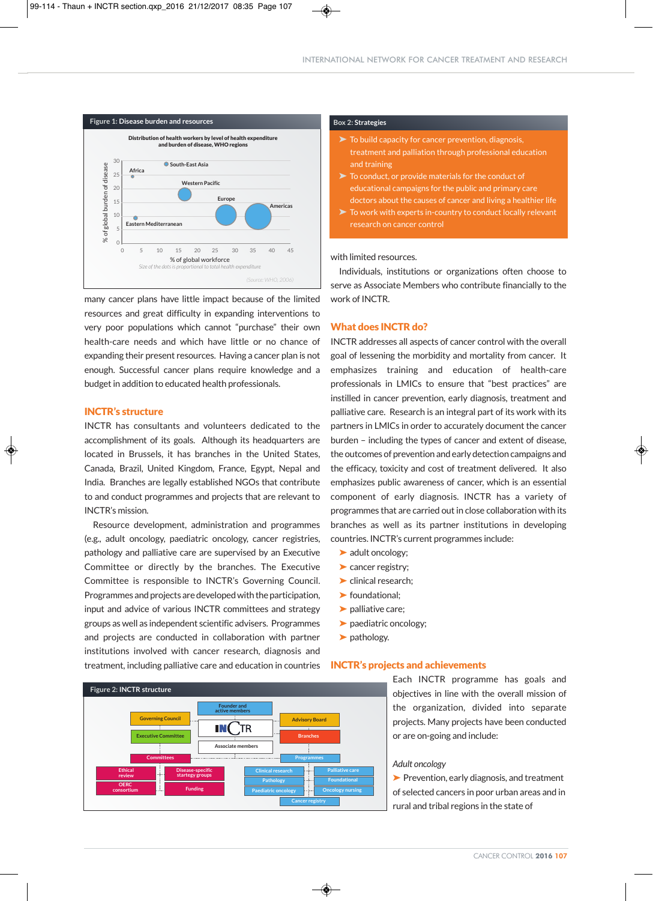Figure 1: Disease burden and resources

Distribution of health workers by level of health expenditure and burden of disease, WHO regions

% of global burden of disease (y-axis, 0–30); % of global workforce (x-axis, 0–45). Regions: South-East Asia, Africa, Western Pacific, Europe, Americas, Eastern Mediterranean.

Size of the dots is proportional to total health expenditure

(Source: WHO, 2006)

many cancer plans have little impact because of the limited resources and great difficulty in expanding interventions to very poor populations which cannot "purchase" their own health-care needs and which have little or no chance of expanding their present resources. Having a cancer plan is not enough. Successful cancer plans require knowledge and a budget in addition to educated health professionals.

## INCTR's structure

INCTR has consultants and volunteers dedicated to the accomplishment of its goals. Although its headquarters are located in Brussels, it has branches in the United States, Canada, Brazil, United Kingdom, France, Egypt, Nepal and India. Branches are legally established NGOs that contribute to and conduct programmes and projects that are relevant to INCTR's mission.

Resource development, administration and programmes (e.g., adult oncology, paediatric oncology, cancer registries, pathology and palliative care are supervised by an Executive Committee or directly by the branches. The Executive Committee is responsible to INCTR's Governing Council. Programmes and projects are developed with the participation, input and advice of various INCTR committees and strategy groups as well as independent scientific advisers. Programmes and projects are conducted in collaboration with partner institutions involved with cancer research, diagnosis and treatment, including palliative care and education in countries with limited resources.

Individuals, institutions or organizations often choose to serve as Associate Members who contribute financially to the work of INCTR.

**Box 2: Strategies**

- To build capacity for cancer prevention, diagnosis, treatment and palliation through professional education and training
- To conduct, or provide materials for the conduct of educational campaigns for the public and primary care doctors about the causes of cancer and living a healthier life
- To work with experts in-country to conduct locally relevant research on cancer control

## What does INCTR do?

INCTR addresses all aspects of cancer control with the overall goal of lessening the morbidity and mortality from cancer. It emphasizes training and education of health-care professionals in LMICs to ensure that "best practices" are instilled in cancer prevention, early diagnosis, treatment and palliative care. Research is an integral part of its work with its partners in LMICs in order to accurately document the cancer burden – including the types of cancer and extent of disease, the outcomes of prevention and early detection campaigns and the efficacy, toxicity and cost of treatment delivered. It also emphasizes public awareness of cancer, which is an essential component of early diagnosis. INCTR has a variety of programmes that are carried out in close collaboration with its branches as well as its partner institutions in developing countries. INCTR's current programmes include:

- adult oncology;
- cancer registry;
- clinical research;
- foundational;
- palliative care;
- paediatric oncology;
- pathology.

Figure 2: INCTR structure

Founder and active members; INCTR; Associate members; Governing Council; Executive Committee; Committees; Ethical review; OERC consortium; Disease-specific startegy groups; Funding; Advisory Board; Branches; Programmes; Clinical research; Pathology; Paediatric oncology; Palliative care; Foundational; Oncology nursing; Cancer registry

## INCTR's projects and achievements

Each INCTR programme has goals and objectives in line with the overall mission of the organization, divided into separate projects. Many projects have been conducted or are on-going and include:

*Adult oncology*

- Prevention, early diagnosis, and treatment of selected cancers in poor urban areas and in rural and tribal regions in the state of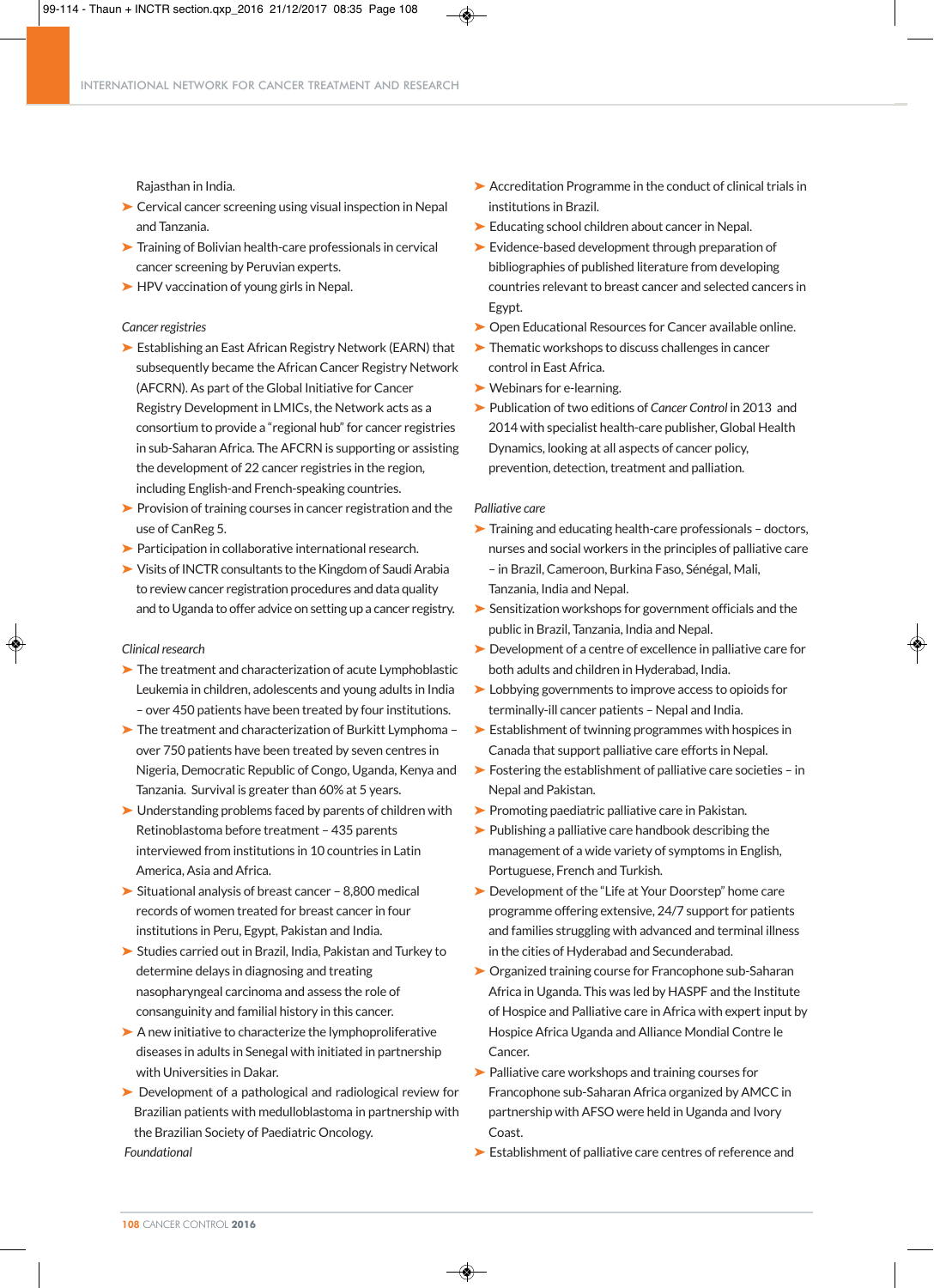Rajasthan in India.

- Cervical cancer screening using visual inspection in Nepal and Tanzania.
- Training of Bolivian health-care professionals in cervical cancer screening by Peruvian experts.
- HPV vaccination of young girls in Nepal.

*Cancer registries*

- Establishing an East African Registry Network (EARN) that subsequently became the African Cancer Registry Network (AFCRN). As part of the Global Initiative for Cancer Registry Development in LMICs, the Network acts as a consortium to provide a "regional hub" for cancer registries in sub-Saharan Africa. The AFCRN is supporting or assisting the development of 22 cancer registries in the region, including English-and French-speaking countries.
- Provision of training courses in cancer registration and the use of CanReg 5.
- Participation in collaborative international research.
- Visits of INCTR consultants to the Kingdom of Saudi Arabia to review cancer registration procedures and data quality and to Uganda to offer advice on setting up a cancer registry.

*Clinical research*

- The treatment and characterization of acute Lymphoblastic Leukemia in children, adolescents and young adults in India – over 450 patients have been treated by four institutions.
- The treatment and characterization of Burkitt Lymphoma – over 750 patients have been treated by seven centres in Nigeria, Democratic Republic of Congo, Uganda, Kenya and Tanzania. Survival is greater than 60% at 5 years.
- Understanding problems faced by parents of children with Retinoblastoma before treatment – 435 parents interviewed from institutions in 10 countries in Latin America, Asia and Africa.
- Situational analysis of breast cancer – 8,800 medical records of women treated for breast cancer in four institutions in Peru, Egypt, Pakistan and India.
- Studies carried out in Brazil, India, Pakistan and Turkey to determine delays in diagnosing and treating nasopharyngeal carcinoma and assess the role of consanguinity and familial history in this cancer.
- A new initiative to characterize the lymphoproliferative diseases in adults in Senegal with initiated in partnership with Universities in Dakar.
- Development of a pathological and radiological review for Brazilian patients with medulloblastoma in partnership with the Brazilian Society of Paediatric Oncology.

*Foundational*

- Accreditation Programme in the conduct of clinical trials in institutions in Brazil.
- Educating school children about cancer in Nepal.
- Evidence-based development through preparation of bibliographies of published literature from developing countries relevant to breast cancer and selected cancers in Egypt.
- Open Educational Resources for Cancer available online.
- Thematic workshops to discuss challenges in cancer control in East Africa.
- Webinars for e-learning.
- Publication of two editions of *Cancer Control* in 2013 and 2014 with specialist health-care publisher, Global Health Dynamics, looking at all aspects of cancer policy, prevention, detection, treatment and palliation.

*Palliative care*

- Training and educating health-care professionals – doctors, nurses and social workers in the principles of palliative care – in Brazil, Cameroon, Burkina Faso, Sénégal, Mali, Tanzania, India and Nepal.
- Sensitization workshops for government officials and the public in Brazil, Tanzania, India and Nepal.
- Development of a centre of excellence in palliative care for both adults and children in Hyderabad, India.
- Lobbying governments to improve access to opioids for terminally-ill cancer patients – Nepal and India.
- Establishment of twinning programmes with hospices in Canada that support palliative care efforts in Nepal.
- Fostering the establishment of palliative care societies – in Nepal and Pakistan.
- Promoting paediatric palliative care in Pakistan.
- Publishing a palliative care handbook describing the management of a wide variety of symptoms in English, Portuguese, French and Turkish.
- Development of the "Life at Your Doorstep" home care programme offering extensive, 24/7 support for patients and families struggling with advanced and terminal illness in the cities of Hyderabad and Secunderabad.
- Organized training course for Francophone sub-Saharan Africa in Uganda. This was led by HASPF and the Institute of Hospice and Palliative care in Africa with expert input by Hospice Africa Uganda and Alliance Mondial Contre le Cancer.
- Palliative care workshops and training courses for Francophone sub-Saharan Africa organized by AMCC in partnership with AFSO were held in Uganda and Ivory Coast.
- Establishment of palliative care centres of reference and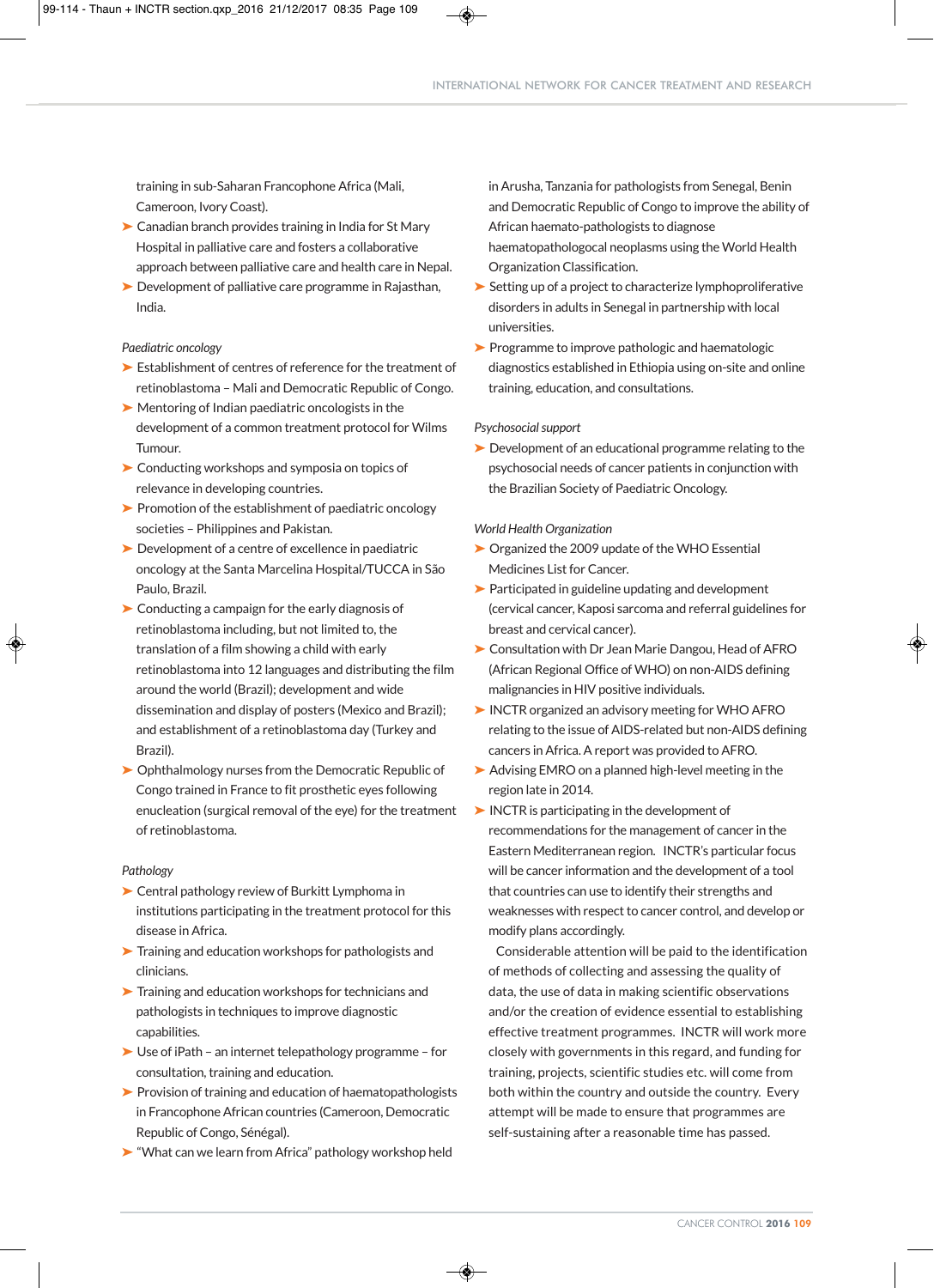training in sub-Saharan Francophone Africa (Mali, Cameroon, Ivory Coast).

- Canadian branch provides training in India for St Mary Hospital in palliative care and fosters a collaborative approach between palliative care and health care in Nepal.
- Development of palliative care programme in Rajasthan, India.

*Paediatric oncology*

- Establishment of centres of reference for the treatment of retinoblastoma – Mali and Democratic Republic of Congo.
- Mentoring of Indian paediatric oncologists in the development of a common treatment protocol for Wilms Tumour.
- Conducting workshops and symposia on topics of relevance in developing countries.
- Promotion of the establishment of paediatric oncology societies – Philippines and Pakistan.
- Development of a centre of excellence in paediatric oncology at the Santa Marcelina Hospital/TUCCA in São Paulo, Brazil.
- Conducting a campaign for the early diagnosis of retinoblastoma including, but not limited to, the translation of a film showing a child with early retinoblastoma into 12 languages and distributing the film around the world (Brazil); development and wide dissemination and display of posters (Mexico and Brazil); and establishment of a retinoblastoma day (Turkey and Brazil).
- Ophthalmology nurses from the Democratic Republic of Congo trained in France to fit prosthetic eyes following enucleation (surgical removal of the eye) for the treatment of retinoblastoma.

*Pathology*

- Central pathology review of Burkitt Lymphoma in institutions participating in the treatment protocol for this disease in Africa.
- Training and education workshops for pathologists and clinicians.
- Training and education workshops for technicians and pathologists in techniques to improve diagnostic capabilities.
- Use of iPath – an internet telepathology programme – for consultation, training and education.
- Provision of training and education of haematopathologists in Francophone African countries (Cameroon, Democratic Republic of Congo, Sénégal).
- "What can we learn from Africa" pathology workshop held in Arusha, Tanzania for pathologists from Senegal, Benin and Democratic Republic of Congo to improve the ability of African haemato-pathologists to diagnose haematopathological neoplasms using the World Health Organization Classification.
- Setting up of a project to characterize lymphoproliferative disorders in adults in Senegal in partnership with local universities.
- Programme to improve pathologic and haematologic diagnostics established in Ethiopia using on-site and online training, education, and consultations.

*Psychosocial support*

- Development of an educational programme relating to the psychosocial needs of cancer patients in conjunction with the Brazilian Society of Paediatric Oncology.

*World Health Organization*

- Organized the 2009 update of the WHO Essential Medicines List for Cancer.
- Participated in guideline updating and development (cervical cancer, Kaposi sarcoma and referral guidelines for breast and cervical cancer).
- Consultation with Dr Jean Marie Dangou, Head of AFRO (African Regional Office of WHO) on non-AIDS defining malignancies in HIV positive individuals.
- INCTR organized an advisory meeting for WHO AFRO relating to the issue of AIDS-related but non-AIDS defining cancers in Africa. A report was provided to AFRO.
- Advising EMRO on a planned high-level meeting in the region late in 2014.
- INCTR is participating in the development of recommendations for the management of cancer in the Eastern Mediterranean region. INCTR's particular focus will be cancer information and the development of a tool that countries can use to identify their strengths and weaknesses with respect to cancer control, and develop or modify plans accordingly.

Considerable attention will be paid to the identification of methods of collecting and assessing the quality of data, the use of data in making scientific observations and/or the creation of evidence essential to establishing effective treatment programmes. INCTR will work more closely with governments in this regard, and funding for training, projects, scientific studies etc. will come from both within the country and outside the country. Every attempt will be made to ensure that programmes are self-sustaining after a reasonable time has passed.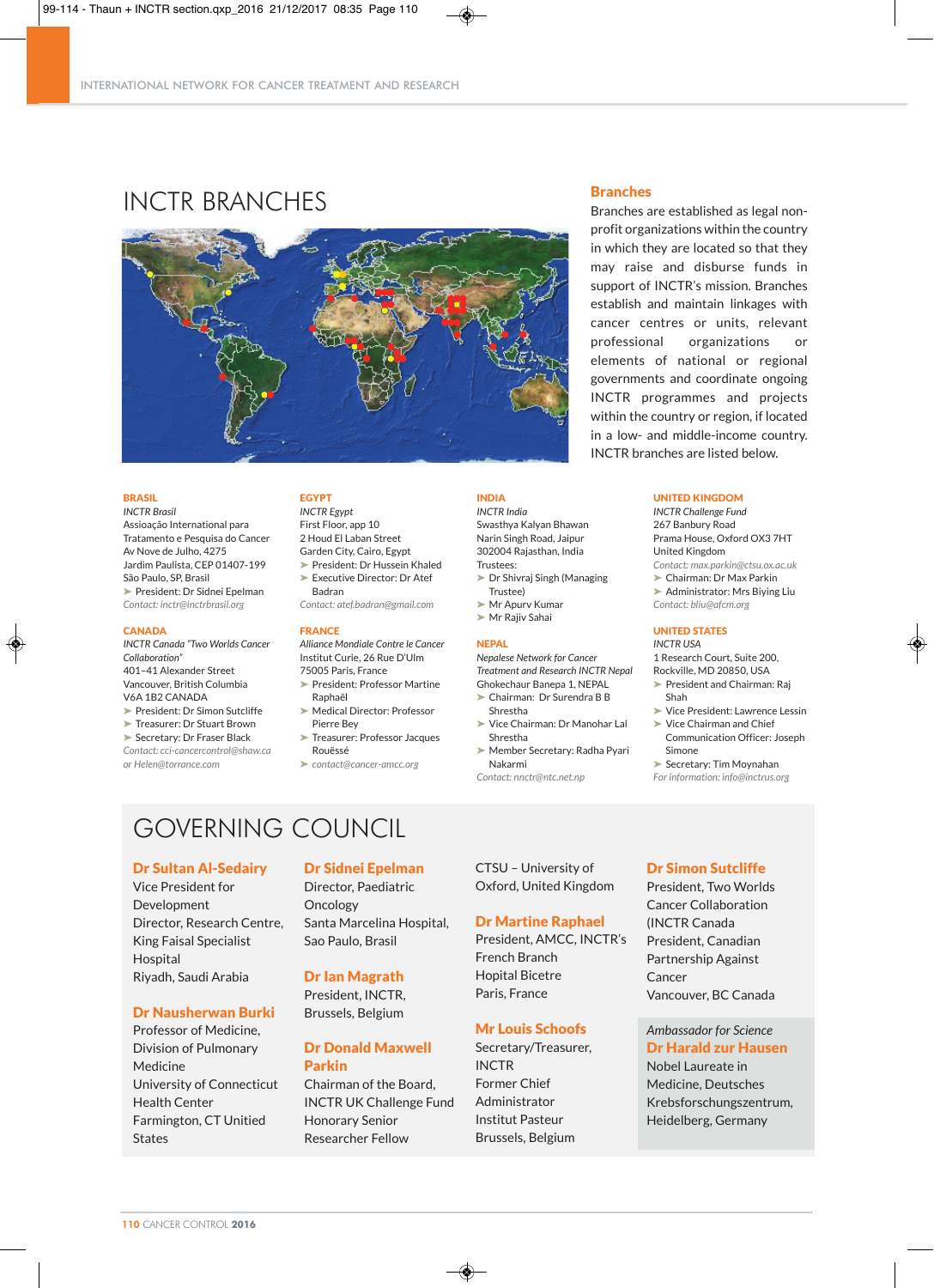# INCTR BRANCHES

## Branches

Branches are established as legal non-profit organizations within the country in which they are located so that they may raise and disburse funds in support of INCTR's mission. Branches establish and maintain linkages with cancer centres or units, relevant professional organizations or elements of national or regional governments and coordinate ongoing INCTR programmes and projects within the country or region, if located in a low- and middle-income country. INCTR branches are listed below.

### BRASIL

*INCTR Brasil*
Assioação International para Tratamento e Pesquisa do Cancer
Av Nove de Julho, 4275
Jardim Paulista, CEP 01407-199
São Paulo, SP, Brasil

- President: Dr Sidnei Epelman

*Contact: inctr@inctrbrasil.org*

### CANADA

*INCTR Canada "Two Worlds Cancer Collaboration"*
401–41 Alexander Street
Vancouver, British Columbia
V6A 1B2 CANADA

- President: Dr Simon Sutcliffe
- Treasurer: Dr Stuart Brown
- Secretary: Dr Fraser Black

*Contact: cci-cancercontrol@shaw.ca or Helen@torrance.com*

### EGYPT

*INCTR Egypt*
First Floor, app 10
2 Houd El Laban Street
Garden City, Cairo, Egypt

- President: Dr Hussein Khaled
- Executive Director: Dr Atef Badran

*Contact: atef.badran@gmail.com*

### FRANCE

*Alliance Mondiale Contre le Cancer*
Institut Curie, 26 Rue D'Ulm
75005 Paris, France

- President: Professor Martine Raphaël
- Medical Director: Professor Pierre Bey
- Treasurer: Professor Jacques Rouëssé
- *contact@cancer-amcc.org*

### INDIA

*INCTR India*
Swasthya Kalyan Bhawan
Narin Singh Road, Jaipur
302004 Rajasthan, India
Trustees:

- Dr Shivraj Singh (Managing Trustee)
- Mr Apurv Kumar
- Mr Rajiv Sahai

### NEPAL

*Nepalese Network for Cancer Treatment and Research INCTR Nepal*
Ghokechaur Banepa 1, NEPAL

- Chairman: Dr Surendra B B Shrestha
- Vice Chairman: Dr Manohar Lal Shrestha
- Member Secretary: Radha Pyari Nakarmi

*Contact: nnctr@ntc.net.np*

### UNITED KINGDOM

*INCTR Challenge Fund*
267 Banbury Road
Prama House, Oxford OX3 7HT
United Kingdom

*Contact: max.parkin@ctsu.ox.ac.uk*

- Chairman: Dr Max Parkin
- Administrator: Mrs Biying Liu

*Contact: bliu@afcm.org*

### UNITED STATES

*INCTR USA*
1 Research Court, Suite 200,
Rockville, MD 20850, USA

- President and Chairman: Raj Shah
- Vice President: Lawrence Lessin
- Vice Chairman and Chief Communication Officer: Joseph Simone
- Secretary: Tim Moynahan

*For information: info@inctrus.org*

# GOVERNING COUNCIL

**Dr Sultan Al-Sedairy**
Vice President for Development
Director, Research Centre, King Faisal Specialist Hospital
Riyadh, Saudi Arabia

**Dr Nausherwan Burki**
Professor of Medicine, Division of Pulmonary Medicine
University of Connecticut Health Center
Farmington, CT Unitied States

**Dr Sidnei Epelman**
Director, Paediatric Oncology
Santa Marcelina Hospital, Sao Paulo, Brasil

**Dr Ian Magrath**
President, INCTR, Brussels, Belgium

**Dr Donald Maxwell Parkin**
Chairman of the Board, INCTR UK Challenge Fund
Honorary Senior Researcher Fellow
CTSU – University of Oxford, United Kingdom

**Dr Martine Raphael**
President, AMCC, INCTR's French Branch
Hopital Bicetre
Paris, France

**Mr Louis Schoofs**
Secretary/Treasurer, INCTR
Former Chief Administrator
Institut Pasteur
Brussels, Belgium

**Dr Simon Sutcliffe**
President, Two Worlds Cancer Collaboration
(INCTR Canada
President, Canadian Partnership Against Cancer
Vancouver, BC Canada

*Ambassador for Science*
**Dr Harald zur Hausen**
Nobel Laureate in Medicine, Deutsches Krebsforschungszentrum,
Heidelberg, Germany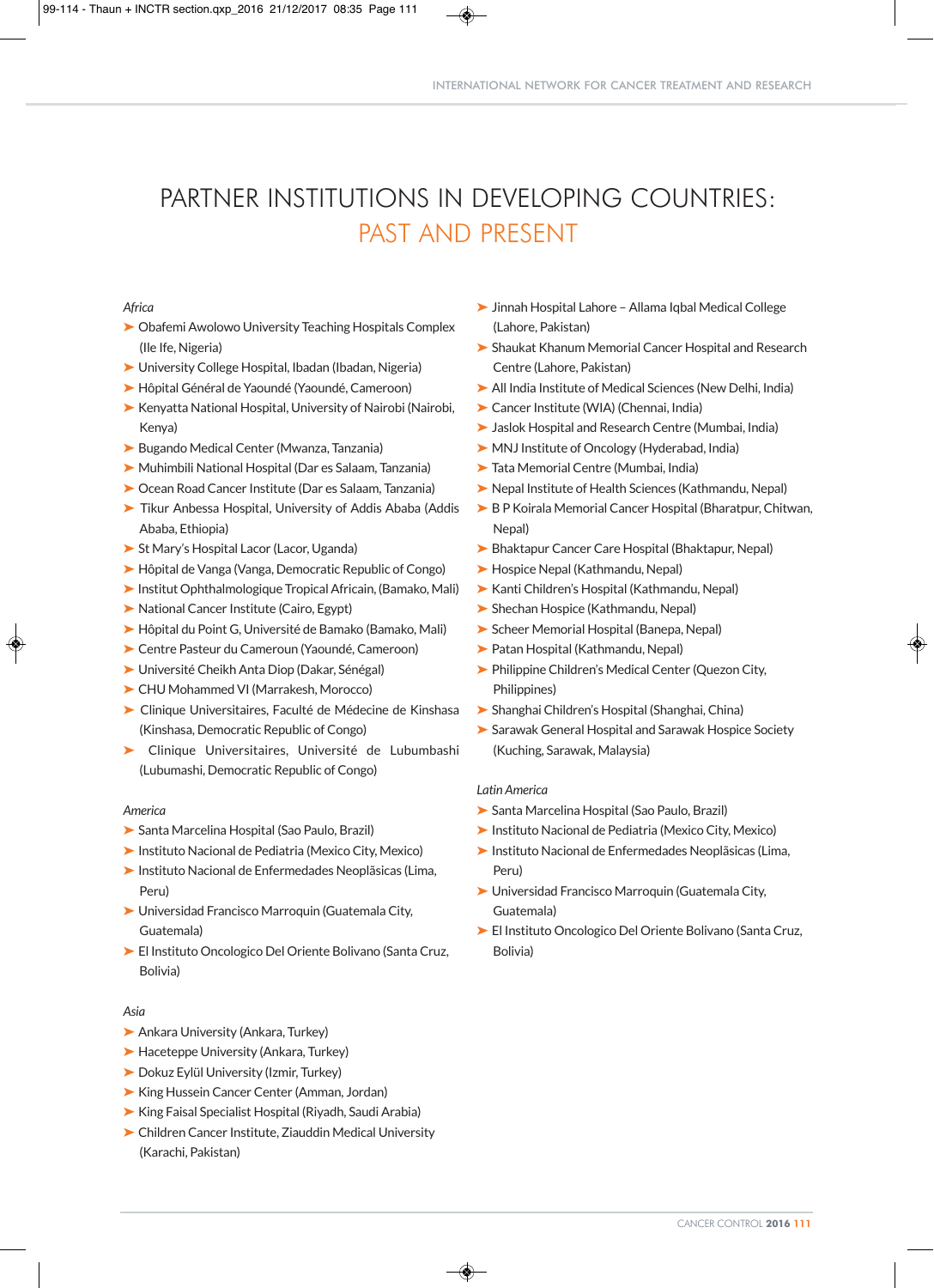# PARTNER INSTITUTIONS IN DEVELOPING COUNTRIES: PAST AND PRESENT

*Africa*

- Obafemi Awolowo University Teaching Hospitals Complex (Ile Ife, Nigeria)
- University College Hospital, Ibadan (Ibadan, Nigeria)
- Hôpital Général de Yaoundé (Yaoundé, Cameroon)
- Kenyatta National Hospital, University of Nairobi (Nairobi, Kenya)
- Bugando Medical Center (Mwanza, Tanzania)
- Muhimbili National Hospital (Dar es Salaam, Tanzania)
- Ocean Road Cancer Institute (Dar es Salaam, Tanzania)
- Tikur Anbessa Hospital, University of Addis Ababa (Addis Ababa, Ethiopia)
- St Mary's Hospital Lacor (Lacor, Uganda)
- Hôpital de Vanga (Vanga, Democratic Republic of Congo)
- Institut Ophthalmologique Tropical Africain, (Bamako, Mali)
- National Cancer Institute (Cairo, Egypt)
- Hôpital du Point G, Université de Bamako (Bamako, Mali)
- Centre Pasteur du Cameroun (Yaoundé, Cameroon)
- Université Cheikh Anta Diop (Dakar, Sénégal)
- CHU Mohammed VI (Marrakesh, Morocco)
- Clinique Universitaires, Faculté de Médecine de Kinshasa (Kinshasa, Democratic Republic of Congo)
- Clinique Universitaires, Université de Lubumbashi (Lubumashi, Democratic Republic of Congo)

*America*

- Santa Marcelina Hospital (Sao Paulo, Brazil)
- Instituto Nacional de Pediatria (Mexico City, Mexico)
- Instituto Nacional de Enfermedades Neoplãsicas (Lima, Peru)
- Universidad Francisco Marroquin (Guatemala City, Guatemala)
- El Instituto Oncologico Del Oriente Bolivano (Santa Cruz, Bolivia)

*Asia*

- Ankara University (Ankara, Turkey)
- Haceteppe University (Ankara, Turkey)
- Dokuz Eylül University (Izmir, Turkey)
- King Hussein Cancer Center (Amman, Jordan)
- King Faisal Specialist Hospital (Riyadh, Saudi Arabia)
- Children Cancer Institute, Ziauddin Medical University (Karachi, Pakistan)
- Jinnah Hospital Lahore – Allama Iqbal Medical College (Lahore, Pakistan)
- Shaukat Khanum Memorial Cancer Hospital and Research Centre (Lahore, Pakistan)
- All India Institute of Medical Sciences (New Delhi, India)
- Cancer Institute (WIA) (Chennai, India)
- Jaslok Hospital and Research Centre (Mumbai, India)
- MNJ Institute of Oncology (Hyderabad, India)
- Tata Memorial Centre (Mumbai, India)
- Nepal Institute of Health Sciences (Kathmandu, Nepal)
- B P Koirala Memorial Cancer Hospital (Bharatpur, Chitwan, Nepal)
- Bhaktapur Cancer Care Hospital (Bhaktapur, Nepal)
- Hospice Nepal (Kathmandu, Nepal)
- Kanti Children's Hospital (Kathmandu, Nepal)
- Shechan Hospice (Kathmandu, Nepal)
- Scheer Memorial Hospital (Banepa, Nepal)
- Patan Hospital (Kathmandu, Nepal)
- Philippine Children's Medical Center (Quezon City, Philippines)
- Shanghai Children's Hospital (Shanghai, China)
- Sarawak General Hospital and Sarawak Hospice Society (Kuching, Sarawak, Malaysia)

*Latin America*

- Santa Marcelina Hospital (Sao Paulo, Brazil)
- Instituto Nacional de Pediatria (Mexico City, Mexico)
- Instituto Nacional de Enfermedades Neoplãsicas (Lima, Peru)
- Universidad Francisco Marroquin (Guatemala City, Guatemala)
- El Instituto Oncologico Del Oriente Bolivano (Santa Cruz, Bolivia)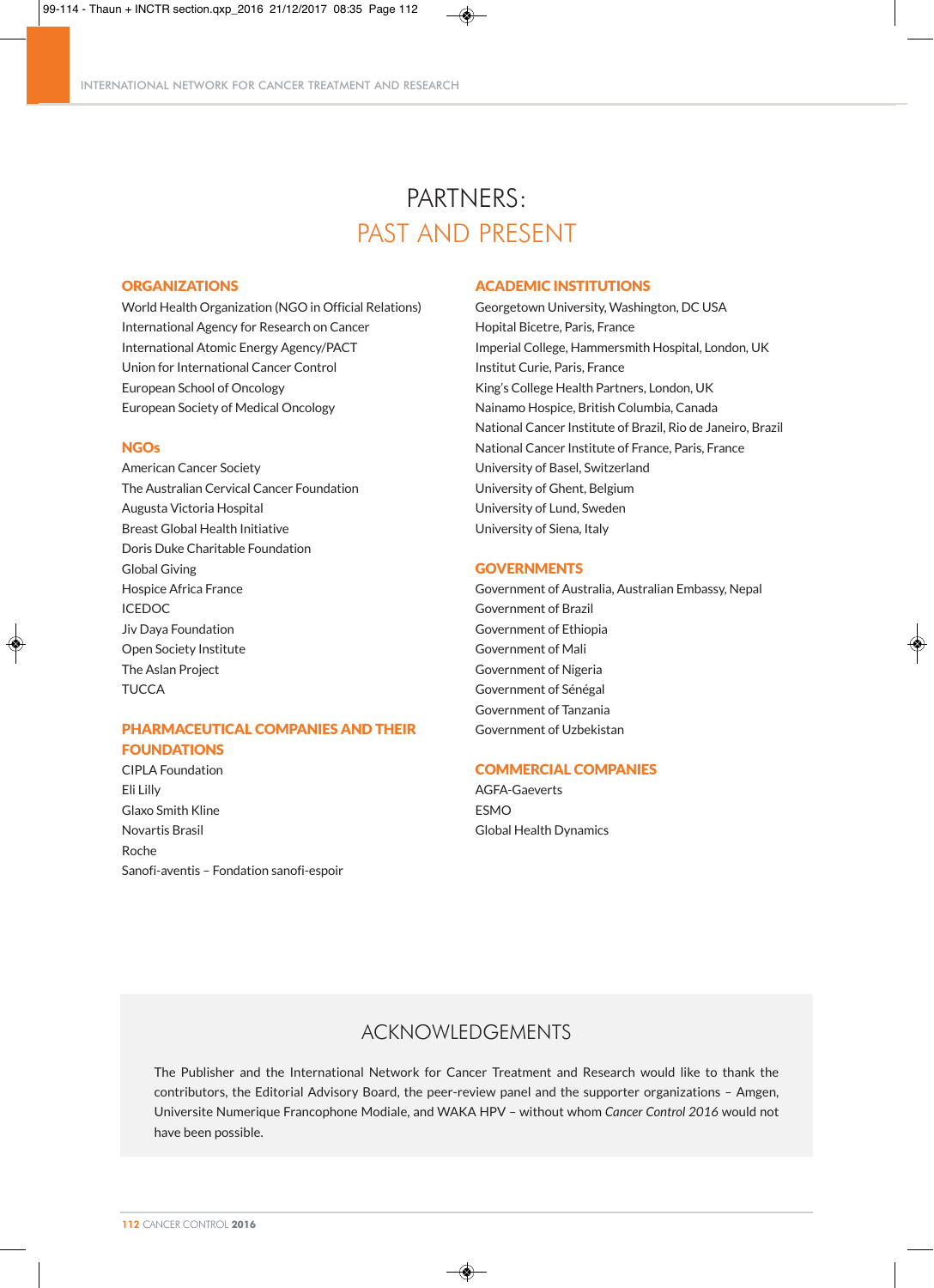# PARTNERS: PAST AND PRESENT

## ORGANIZATIONS

World Health Organization (NGO in Official Relations)
International Agency for Research on Cancer
International Atomic Energy Agency/PACT
Union for International Cancer Control
European School of Oncology
European Society of Medical Oncology

## NGOs

American Cancer Society
The Australian Cervical Cancer Foundation
Augusta Victoria Hospital
Breast Global Health Initiative
Doris Duke Charitable Foundation
Global Giving
Hospice Africa France
ICEDOC
Jiv Daya Foundation
Open Society Institute
The Aslan Project
TUCCA

## PHARMACEUTICAL COMPANIES AND THEIR FOUNDATIONS

CIPLA Foundation
Eli Lilly
Glaxo Smith Kline
Novartis Brasil
Roche
Sanofi-aventis – Fondation sanofi-espoir

## ACADEMIC INSTITUTIONS

Georgetown University, Washington, DC USA
Hopital Bicetre, Paris, France
Imperial College, Hammersmith Hospital, London, UK
Institut Curie, Paris, France
King's College Health Partners, London, UK
Nainamo Hospice, British Columbia, Canada
National Cancer Institute of Brazil, Rio de Janeiro, Brazil
National Cancer Institute of France, Paris, France
University of Basel, Switzerland
University of Ghent, Belgium
University of Lund, Sweden
University of Siena, Italy

## GOVERNMENTS

Government of Australia, Australian Embassy, Nepal
Government of Brazil
Government of Ethiopia
Government of Mali
Government of Nigeria
Government of Sénégal
Government of Tanzania
Government of Uzbekistan

## COMMERCIAL COMPANIES

AGFA-Gaeverts
ESMO
Global Health Dynamics

# ACKNOWLEDGEMENTS

The Publisher and the International Network for Cancer Treatment and Research would like to thank the contributors, the Editorial Advisory Board, the peer-review panel and the supporter organizations – Amgen, Universite Numerique Francophone Modiale, and WAKA HPV – without whom *Cancer Control 2016* would not have been possible.